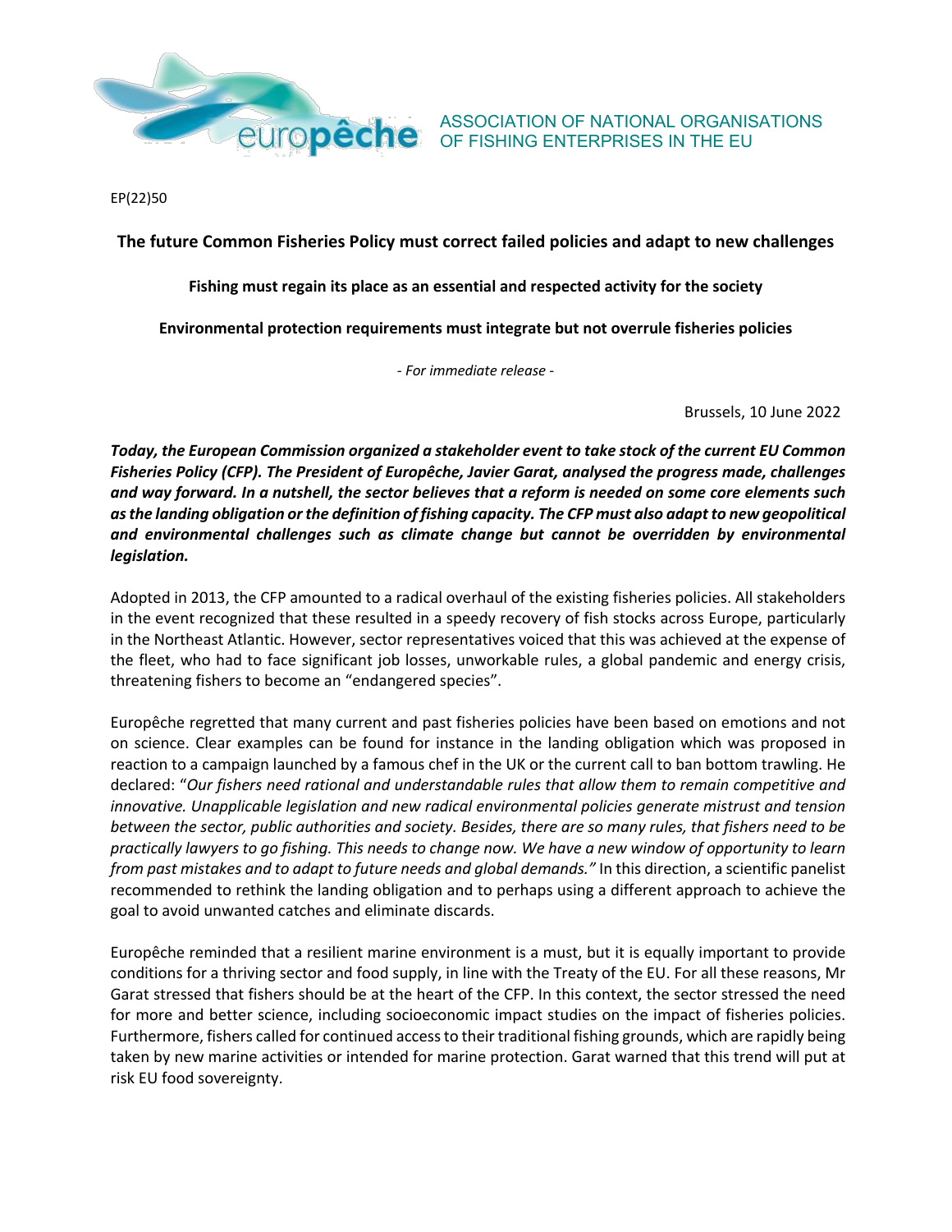ASSOCIATION OF NATIONAL ORGANISATIONS OF FISHING ENTERPRISES IN THE EU

EP(22)50

# The future Common Fisheries Policy must correct failed policies and adapt to new challenges

**Fishing must regain its place as an essential and respected activity for the society**

**Environmental protection requirements must integrate but not overrule fisheries policies**

*- For immediate release -*

Brussels, 10 June 2022

***Today, the European Commission organized a stakeholder event to take stock of the current EU Common Fisheries Policy (CFP). The President of Europêche, Javier Garat, analysed the progress made, challenges and way forward. In a nutshell, the sector believes that a reform is needed on some core elements such as the landing obligation or the definition of fishing capacity. The CFP must also adapt to new geopolitical and environmental challenges such as climate change but cannot be overridden by environmental legislation.***

Adopted in 2013, the CFP amounted to a radical overhaul of the existing fisheries policies. All stakeholders in the event recognized that these resulted in a speedy recovery of fish stocks across Europe, particularly in the Northeast Atlantic. However, sector representatives voiced that this was achieved at the expense of the fleet, who had to face significant job losses, unworkable rules, a global pandemic and energy crisis, threatening fishers to become an "endangered species".

Europêche regretted that many current and past fisheries policies have been based on emotions and not on science. Clear examples can be found for instance in the landing obligation which was proposed in reaction to a campaign launched by a famous chef in the UK or the current call to ban bottom trawling. He declared: "*Our fishers need rational and understandable rules that allow them to remain competitive and innovative. Unapplicable legislation and new radical environmental policies generate mistrust and tension between the sector, public authorities and society. Besides, there are so many rules, that fishers need to be practically lawyers to go fishing. This needs to change now. We have a new window of opportunity to learn from past mistakes and to adapt to future needs and global demands.*" In this direction, a scientific panelist recommended to rethink the landing obligation and to perhaps using a different approach to achieve the goal to avoid unwanted catches and eliminate discards.

Europêche reminded that a resilient marine environment is a must, but it is equally important to provide conditions for a thriving sector and food supply, in line with the Treaty of the EU. For all these reasons, Mr Garat stressed that fishers should be at the heart of the CFP. In this context, the sector stressed the need for more and better science, including socioeconomic impact studies on the impact of fisheries policies. Furthermore, fishers called for continued access to their traditional fishing grounds, which are rapidly being taken by new marine activities or intended for marine protection. Garat warned that this trend will put at risk EU food sovereignty.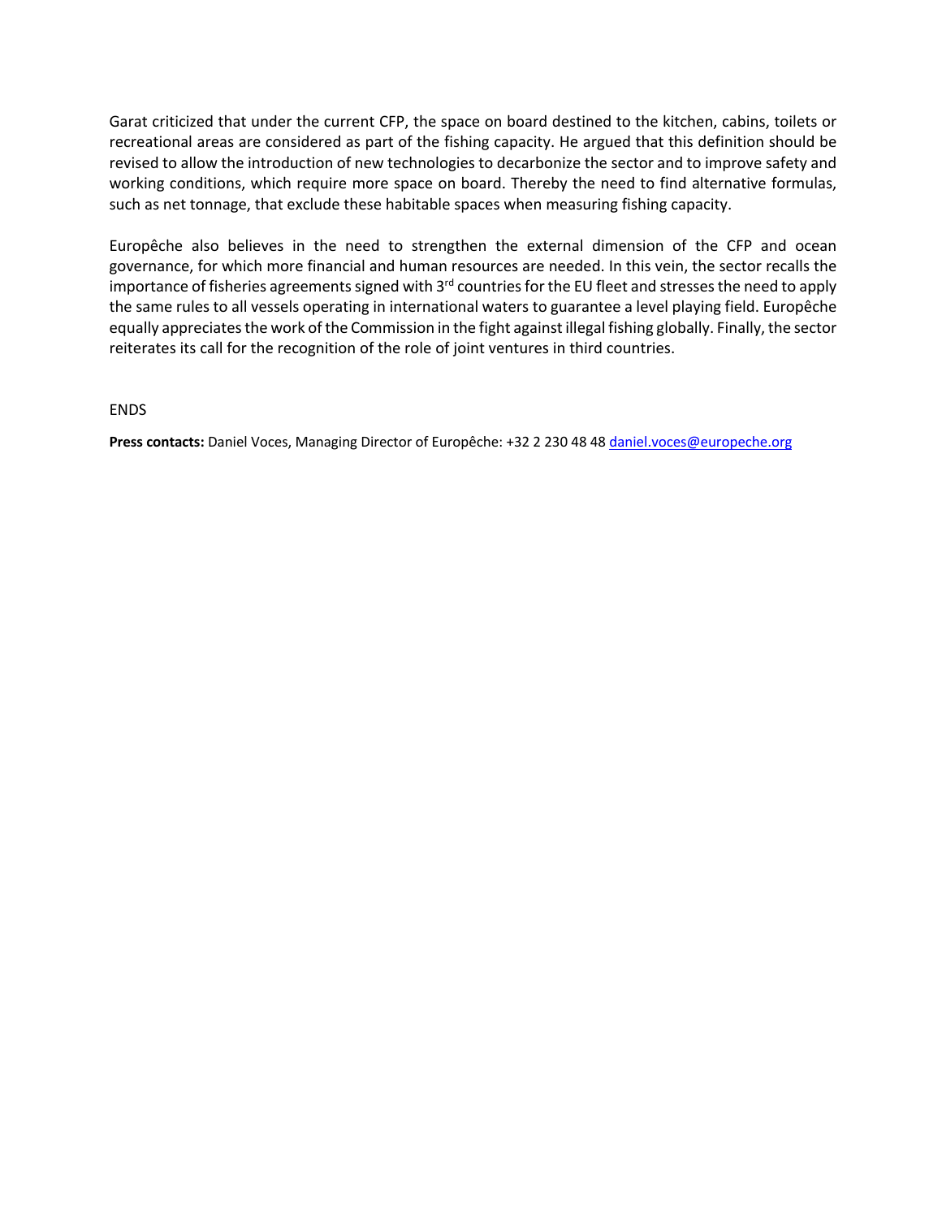Garat criticized that under the current CFP, the space on board destined to the kitchen, cabins, toilets or recreational areas are considered as part of the fishing capacity. He argued that this definition should be revised to allow the introduction of new technologies to decarbonize the sector and to improve safety and working conditions, which require more space on board. Thereby the need to find alternative formulas, such as net tonnage, that exclude these habitable spaces when measuring fishing capacity.

Europêche also believes in the need to strengthen the external dimension of the CFP and ocean governance, for which more financial and human resources are needed. In this vein, the sector recalls the importance of fisheries agreements signed with 3rd countries for the EU fleet and stresses the need to apply the same rules to all vessels operating in international waters to guarantee a level playing field. Europêche equally appreciates the work of the Commission in the fight against illegal fishing globally. Finally, the sector reiterates its call for the recognition of the role of joint ventures in third countries.

ENDS

**Press contacts:** Daniel Voces, Managing Director of Europêche: +32 2 230 48 48 daniel.voces@europeche.org